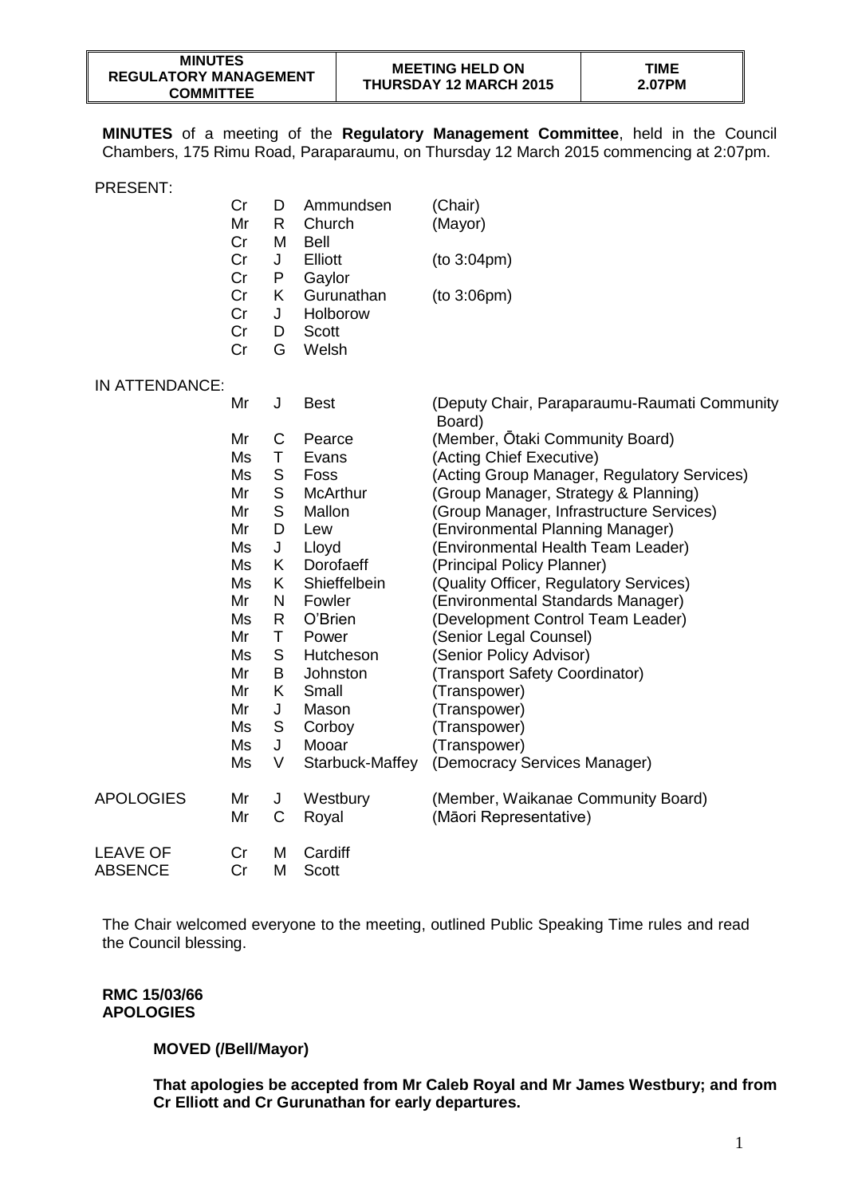| MINUTES REGULATORY MANAGEMENT COMMITTEE | MEETING HELD ON THURSDAY 12 MARCH 2015 | TIME 2.07PM |
|---|---|---|

**MINUTES** of a meeting of the **Regulatory Management Committee**, held in the Council Chambers, 175 Rimu Road, Paraparaumu, on Thursday 12 March 2015 commencing at 2:07pm.

| | | | | |
|---|---|---|---|---|
| PRESENT: | Cr | D | Ammundsen | (Chair) |
| | Mr | R | Church | (Mayor) |
| | Cr | M | Bell | |
| | Cr | J | Elliott | (to 3:04pm) |
| | Cr | P | Gaylor | |
| | Cr | K | Gurunathan | (to 3:06pm) |
| | Cr | J | Holborow | |
| | Cr | D | Scott | |
| | Cr | G | Welsh | |
| IN ATTENDANCE: | Mr | J | Best | (Deputy Chair, Paraparaumu-Raumati Community Board) |
| | Mr | C | Pearce | (Member, Ōtaki Community Board) |
| | Ms | T | Evans | (Acting Chief Executive) |
| | Ms | S | Foss | (Acting Group Manager, Regulatory Services) |
| | Mr | S | McArthur | (Group Manager, Strategy & Planning) |
| | Mr | S | Mallon | (Group Manager, Infrastructure Services) |
| | Mr | D | Lew | (Environmental Planning Manager) |
| | Ms | J | Lloyd | (Environmental Health Team Leader) |
| | Ms | K | Dorofaeff | (Principal Policy Planner) |
| | Ms | K | Shieffelbein | (Quality Officer, Regulatory Services) |
| | Mr | N | Fowler | (Environmental Standards Manager) |
| | Ms | R | O'Brien | (Development Control Team Leader) |
| | Mr | T | Power | (Senior Legal Counsel) |
| | Ms | S | Hutcheson | (Senior Policy Advisor) |
| | Mr | B | Johnston | (Transport Safety Coordinator) |
| | Mr | K | Small | (Transpower) |
| | Mr | J | Mason | (Transpower) |
| | Ms | S | Corboy | (Transpower) |
| | Ms | J | Mooar | (Transpower) |
| | Ms | V | Starbuck-Maffey | (Democracy Services Manager) |
| APOLOGIES | Mr | J | Westbury | (Member, Waikanae Community Board) |
| | Mr | C | Royal | (Māori Representative) |
| LEAVE OF ABSENCE | Cr | M | Cardiff | |
| | Cr | M | Scott | |

The Chair welcomed everyone to the meeting, outlined Public Speaking Time rules and read the Council blessing.

**RMC 15/03/66**
**APOLOGIES**

**MOVED (/Bell/Mayor)**

**That apologies be accepted from Mr Caleb Royal and Mr James Westbury; and from Cr Elliott and Cr Gurunathan for early departures.**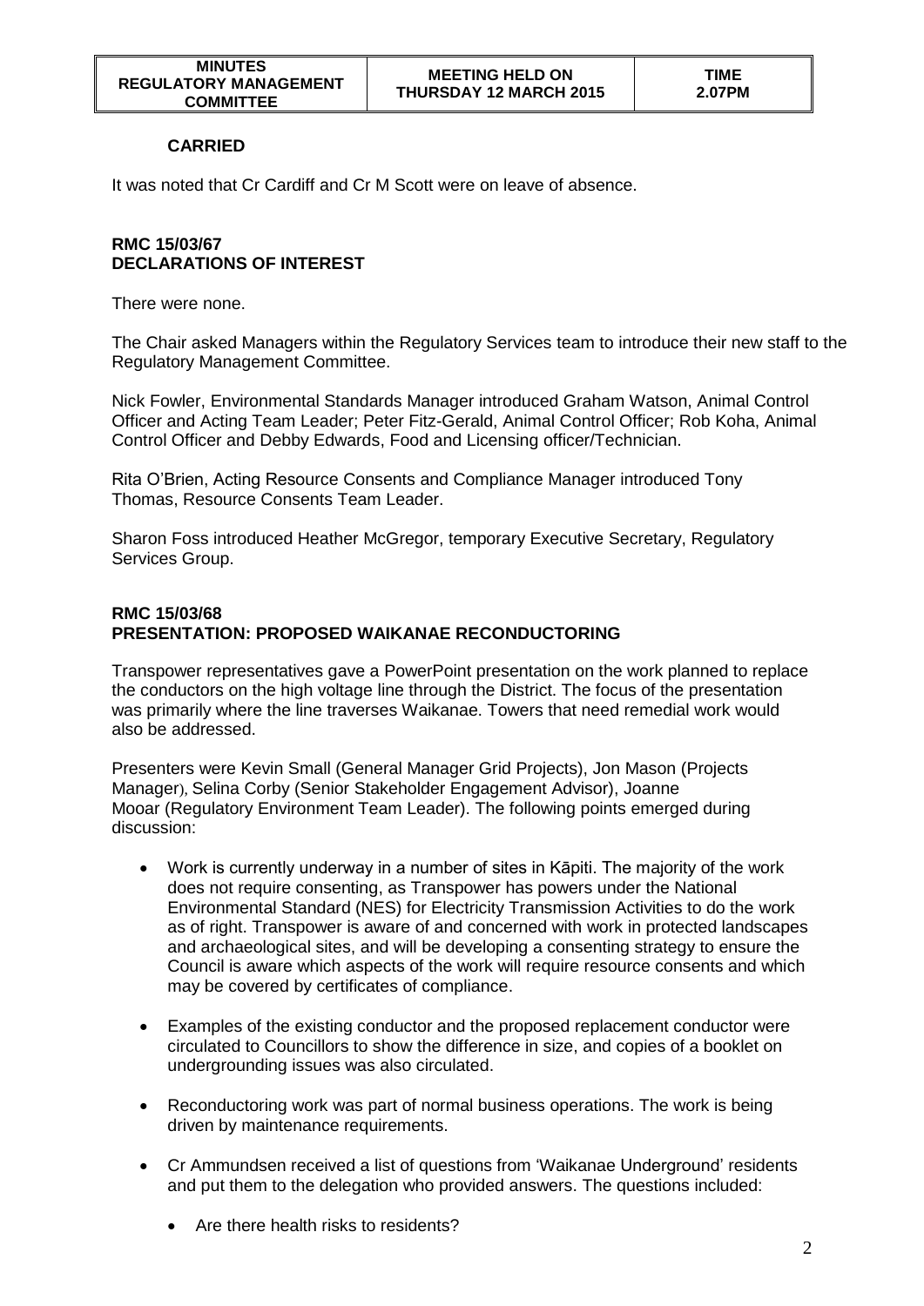**CARRIED**

It was noted that Cr Cardiff and Cr M Scott were on leave of absence.

**RMC 15/03/67**
**DECLARATIONS OF INTEREST**

There were none.

The Chair asked Managers within the Regulatory Services team to introduce their new staff to the Regulatory Management Committee.

Nick Fowler, Environmental Standards Manager introduced Graham Watson, Animal Control Officer and Acting Team Leader; Peter Fitz-Gerald, Animal Control Officer; Rob Koha, Animal Control Officer and Debby Edwards, Food and Licensing officer/Technician.

Rita O'Brien, Acting Resource Consents and Compliance Manager introduced Tony Thomas, Resource Consents Team Leader.

Sharon Foss introduced Heather McGregor, temporary Executive Secretary, Regulatory Services Group.

**RMC 15/03/68**
**PRESENTATION: PROPOSED WAIKANAE RECONDUCTORING**

Transpower representatives gave a PowerPoint presentation on the work planned to replace the conductors on the high voltage line through the District. The focus of the presentation was primarily where the line traverses Waikanae. Towers that need remedial work would also be addressed.

Presenters were Kevin Small (General Manager Grid Projects), Jon Mason (Projects Manager), Selina Corby (Senior Stakeholder Engagement Advisor), Joanne Mooar (Regulatory Environment Team Leader). The following points emerged during discussion:

- Work is currently underway in a number of sites in Kāpiti. The majority of the work does not require consenting, as Transpower has powers under the National Environmental Standard (NES) for Electricity Transmission Activities to do the work as of right. Transpower is aware of and concerned with work in protected landscapes and archaeological sites, and will be developing a consenting strategy to ensure the Council is aware which aspects of the work will require resource consents and which may be covered by certificates of compliance.
- Examples of the existing conductor and the proposed replacement conductor were circulated to Councillors to show the difference in size, and copies of a booklet on undergrounding issues was also circulated.
- Reconductoring work was part of normal business operations. The work is being driven by maintenance requirements.
- Cr Ammundsen received a list of questions from 'Waikanae Underground' residents and put them to the delegation who provided answers. The questions included:
  - Are there health risks to residents?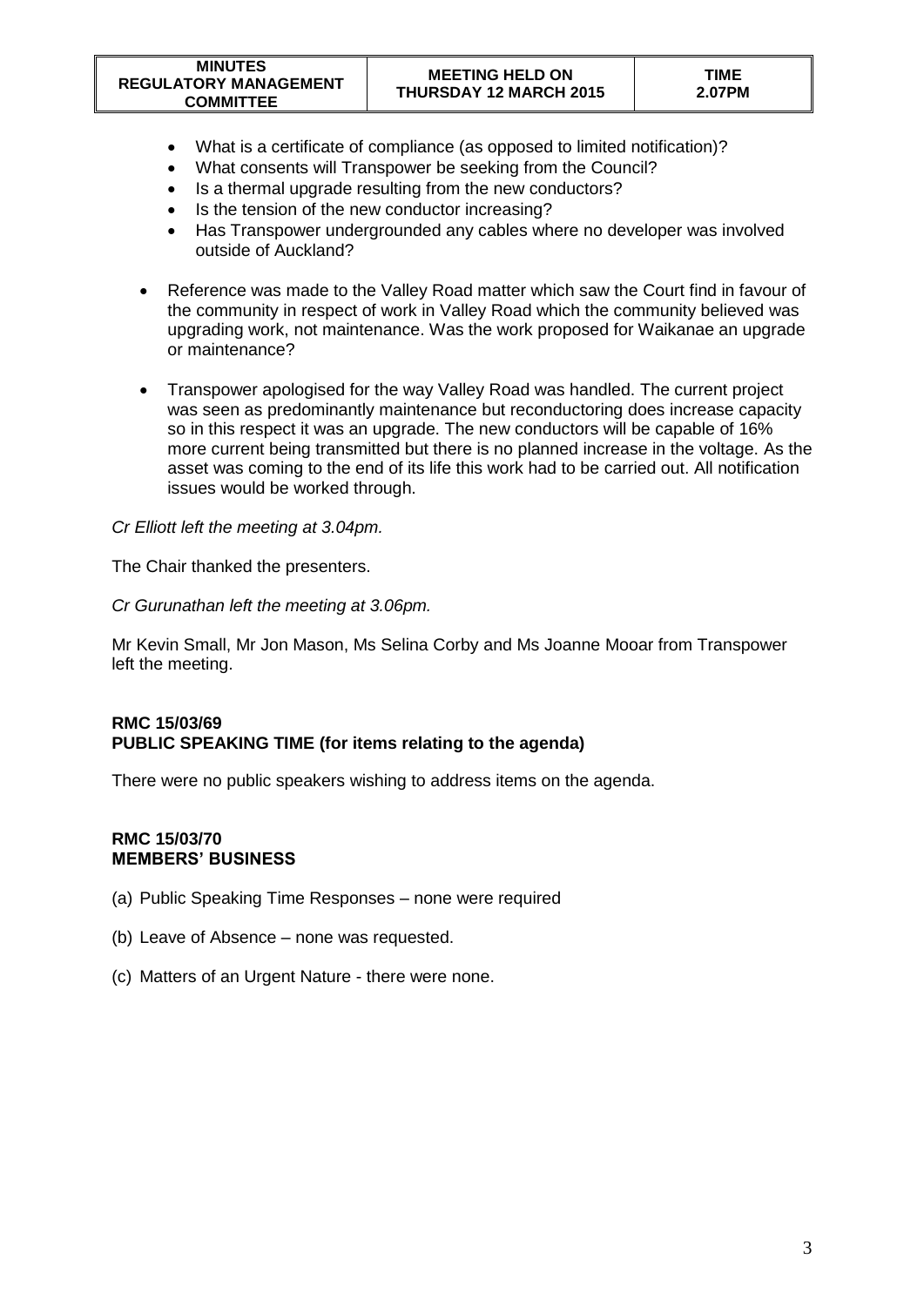- What is a certificate of compliance (as opposed to limited notification)?
- What consents will Transpower be seeking from the Council?
- Is a thermal upgrade resulting from the new conductors?
- Is the tension of the new conductor increasing?
- Has Transpower undergrounded any cables where no developer was involved outside of Auckland?

- Reference was made to the Valley Road matter which saw the Court find in favour of the community in respect of work in Valley Road which the community believed was upgrading work, not maintenance. Was the work proposed for Waikanae an upgrade or maintenance?

- Transpower apologised for the way Valley Road was handled. The current project was seen as predominantly maintenance but reconductoring does increase capacity so in this respect it was an upgrade. The new conductors will be capable of 16% more current being transmitted but there is no planned increase in the voltage. As the asset was coming to the end of its life this work had to be carried out. All notification issues would be worked through.

*Cr Elliott left the meeting at 3.04pm.*

The Chair thanked the presenters.

*Cr Gurunathan left the meeting at 3.06pm.*

Mr Kevin Small, Mr Jon Mason, Ms Selina Corby and Ms Joanne Mooar from Transpower left the meeting.

**RMC 15/03/69**
**PUBLIC SPEAKING TIME (for items relating to the agenda)**

There were no public speakers wishing to address items on the agenda.

**RMC 15/03/70**
**MEMBERS' BUSINESS**

(a) Public Speaking Time Responses – none were required

(b) Leave of Absence – none was requested.

(c) Matters of an Urgent Nature - there were none.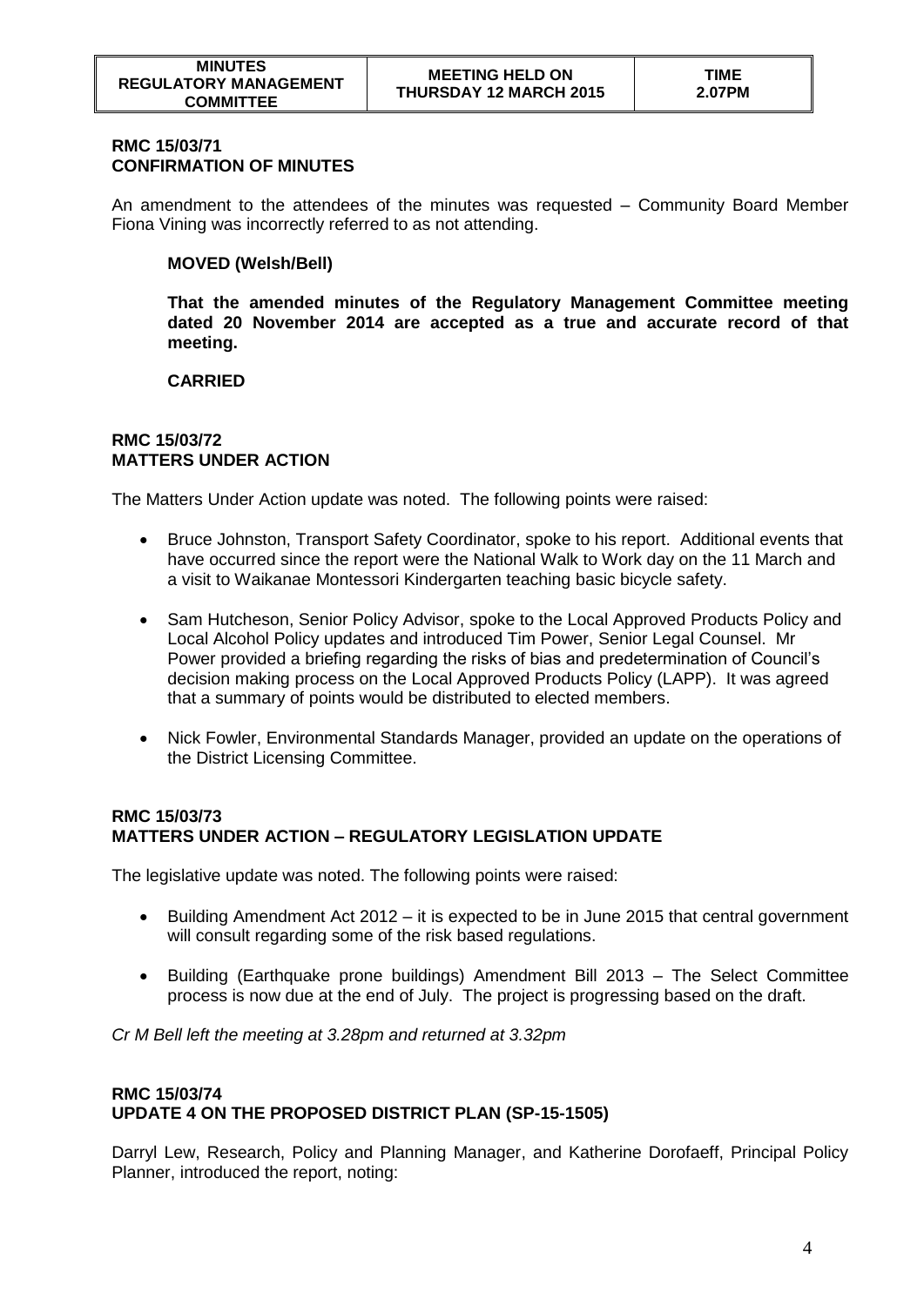**RMC 15/03/71**
**CONFIRMATION OF MINUTES**

An amendment to the attendees of the minutes was requested – Community Board Member Fiona Vining was incorrectly referred to as not attending.

**MOVED (Welsh/Bell)**

**That the amended minutes of the Regulatory Management Committee meeting dated 20 November 2014 are accepted as a true and accurate record of that meeting.**

**CARRIED**

**RMC 15/03/72**
**MATTERS UNDER ACTION**

The Matters Under Action update was noted. The following points were raised:

- Bruce Johnston, Transport Safety Coordinator, spoke to his report. Additional events that have occurred since the report were the National Walk to Work day on the 11 March and a visit to Waikanae Montessori Kindergarten teaching basic bicycle safety.
- Sam Hutcheson, Senior Policy Advisor, spoke to the Local Approved Products Policy and Local Alcohol Policy updates and introduced Tim Power, Senior Legal Counsel. Mr Power provided a briefing regarding the risks of bias and predetermination of Council's decision making process on the Local Approved Products Policy (LAPP). It was agreed that a summary of points would be distributed to elected members.
- Nick Fowler, Environmental Standards Manager, provided an update on the operations of the District Licensing Committee.

**RMC 15/03/73**
**MATTERS UNDER ACTION – REGULATORY LEGISLATION UPDATE**

The legislative update was noted. The following points were raised:

- Building Amendment Act 2012 – it is expected to be in June 2015 that central government will consult regarding some of the risk based regulations.
- Building (Earthquake prone buildings) Amendment Bill 2013 – The Select Committee process is now due at the end of July. The project is progressing based on the draft.

*Cr M Bell left the meeting at 3.28pm and returned at 3.32pm*

**RMC 15/03/74**
**UPDATE 4 ON THE PROPOSED DISTRICT PLAN (SP-15-1505)**

Darryl Lew, Research, Policy and Planning Manager, and Katherine Dorofaeff, Principal Policy Planner, introduced the report, noting: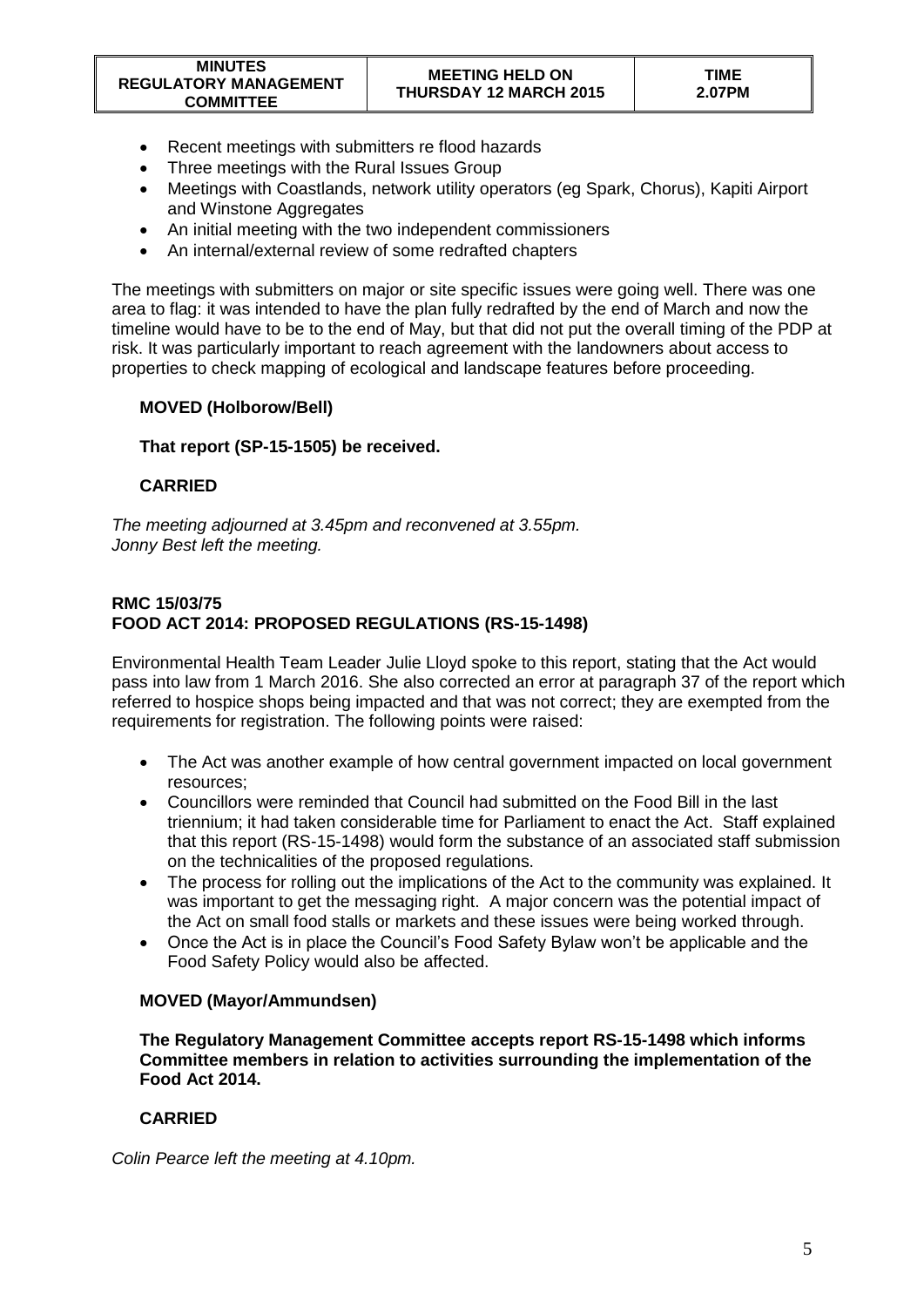- Recent meetings with submitters re flood hazards
- Three meetings with the Rural Issues Group
- Meetings with Coastlands, network utility operators (eg Spark, Chorus), Kapiti Airport and Winstone Aggregates
- An initial meeting with the two independent commissioners
- An internal/external review of some redrafted chapters

The meetings with submitters on major or site specific issues were going well. There was one area to flag: it was intended to have the plan fully redrafted by the end of March and now the timeline would have to be to the end of May, but that did not put the overall timing of the PDP at risk. It was particularly important to reach agreement with the landowners about access to properties to check mapping of ecological and landscape features before proceeding.

**MOVED (Holborow/Bell)**

**That report (SP-15-1505) be received.**

**CARRIED**

*The meeting adjourned at 3.45pm and reconvened at 3.55pm.*
*Jonny Best left the meeting.*

**RMC 15/03/75**
**FOOD ACT 2014: PROPOSED REGULATIONS (RS-15-1498)**

Environmental Health Team Leader Julie Lloyd spoke to this report, stating that the Act would pass into law from 1 March 2016. She also corrected an error at paragraph 37 of the report which referred to hospice shops being impacted and that was not correct; they are exempted from the requirements for registration. The following points were raised:

- The Act was another example of how central government impacted on local government resources;
- Councillors were reminded that Council had submitted on the Food Bill in the last triennium; it had taken considerable time for Parliament to enact the Act. Staff explained that this report (RS-15-1498) would form the substance of an associated staff submission on the technicalities of the proposed regulations.
- The process for rolling out the implications of the Act to the community was explained. It was important to get the messaging right. A major concern was the potential impact of the Act on small food stalls or markets and these issues were being worked through.
- Once the Act is in place the Council's Food Safety Bylaw won't be applicable and the Food Safety Policy would also be affected.

**MOVED (Mayor/Ammundsen)**

**The Regulatory Management Committee accepts report RS-15-1498 which informs Committee members in relation to activities surrounding the implementation of the Food Act 2014.**

**CARRIED**

*Colin Pearce left the meeting at 4.10pm.*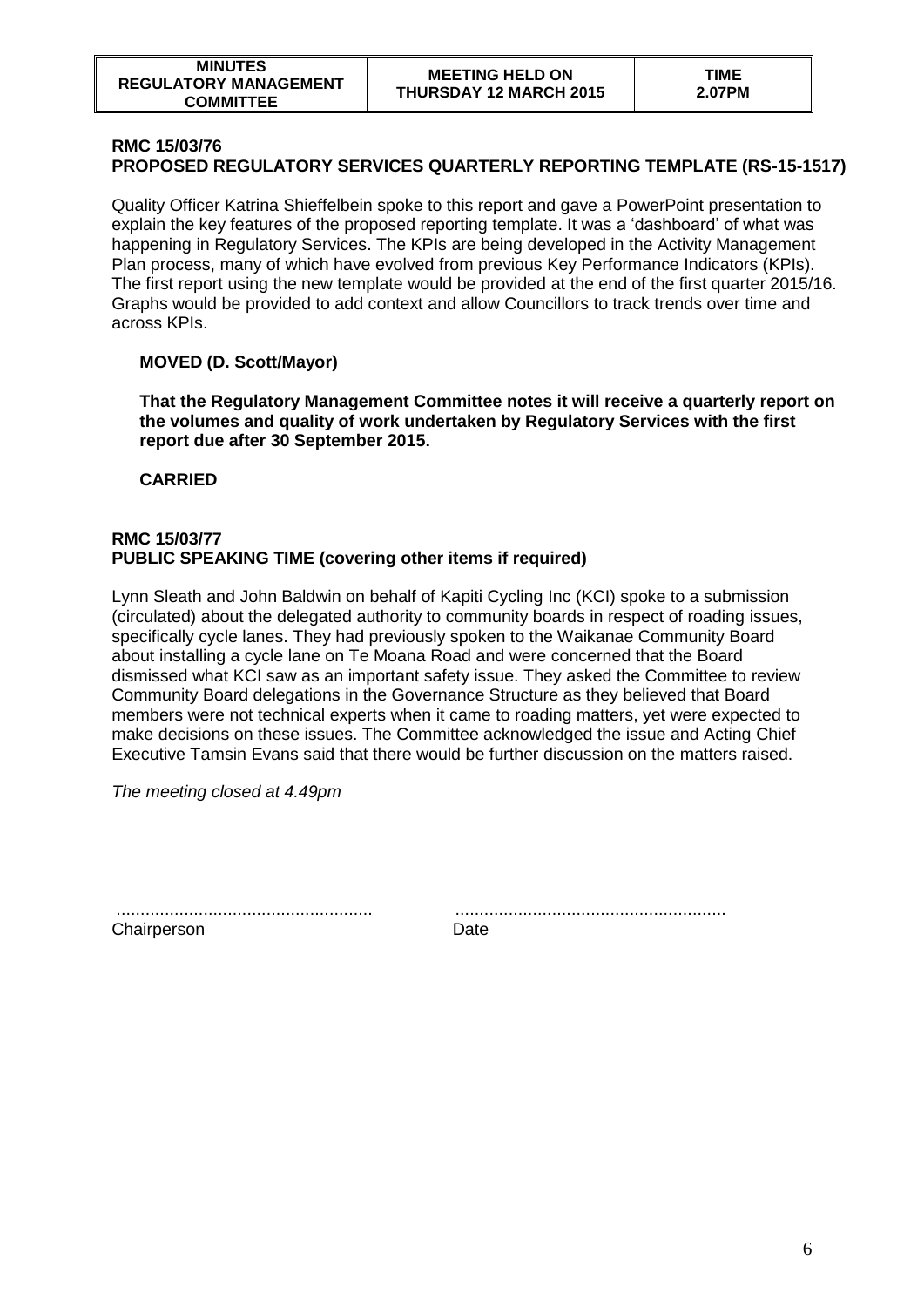**RMC 15/03/76**
**PROPOSED REGULATORY SERVICES QUARTERLY REPORTING TEMPLATE (RS-15-1517)**

Quality Officer Katrina Shieffelbein spoke to this report and gave a PowerPoint presentation to explain the key features of the proposed reporting template. It was a 'dashboard' of what was happening in Regulatory Services. The KPIs are being developed in the Activity Management Plan process, many of which have evolved from previous Key Performance Indicators (KPIs). The first report using the new template would be provided at the end of the first quarter 2015/16. Graphs would be provided to add context and allow Councillors to track trends over time and across KPIs.

**MOVED (D. Scott/Mayor)**

**That the Regulatory Management Committee notes it will receive a quarterly report on the volumes and quality of work undertaken by Regulatory Services with the first report due after 30 September 2015.**

**CARRIED**

**RMC 15/03/77**
**PUBLIC SPEAKING TIME (covering other items if required)**

Lynn Sleath and John Baldwin on behalf of Kapiti Cycling Inc (KCI) spoke to a submission (circulated) about the delegated authority to community boards in respect of roading issues, specifically cycle lanes. They had previously spoken to the Waikanae Community Board about installing a cycle lane on Te Moana Road and were concerned that the Board dismissed what KCI saw as an important safety issue. They asked the Committee to review Community Board delegations in the Governance Structure as they believed that Board members were not technical experts when it came to roading matters, yet were expected to make decisions on these issues. The Committee acknowledged the issue and Acting Chief Executive Tamsin Evans said that there would be further discussion on the matters raised.

*The meeting closed at 4.49pm*

..................................................... ........................................................
Chairperson Date